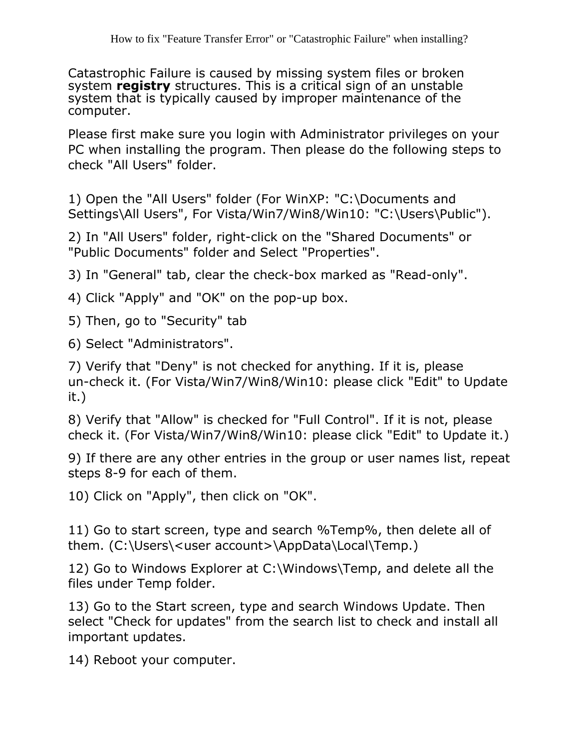# How to fix "Feature Transfer Error" or "Catastrophic Failure" when installing?

Catastrophic Failure is caused by missing system files or broken system **registry** structures. This is a critical sign of an unstable system that is typically caused by improper maintenance of the computer.

Please first make sure you login with Administrator privileges on your PC when installing the program. Then please do the following steps to check "All Users" folder.

1) Open the "All Users" folder (For WinXP: "C:\Documents and Settings\All Users", For Vista/Win7/Win8/Win10: "C:\Users\Public").

2) In "All Users" folder, right-click on the "Shared Documents" or "Public Documents" folder and Select "Properties".

3) In "General" tab, clear the check-box marked as "Read-only".

4) Click "Apply" and "OK" on the pop-up box.

5) Then, go to "Security" tab

6) Select "Administrators".

7) Verify that "Deny" is not checked for anything. If it is, please un-check it. (For Vista/Win7/Win8/Win10: please click "Edit" to Update it.)

8) Verify that "Allow" is checked for "Full Control". If it is not, please check it. (For Vista/Win7/Win8/Win10: please click "Edit" to Update it.)

9) If there are any other entries in the group or user names list, repeat steps 8-9 for each of them.

10) Click on "Apply", then click on "OK".

11) Go to start screen, type and search %Temp%, then delete all of them. (C:\Users\<user account>\AppData\Local\Temp.)

12) Go to Windows Explorer at C:\Windows\Temp, and delete all the files under Temp folder.

13) Go to the Start screen, type and search Windows Update. Then select "Check for updates" from the search list to check and install all important updates.

14) Reboot your computer.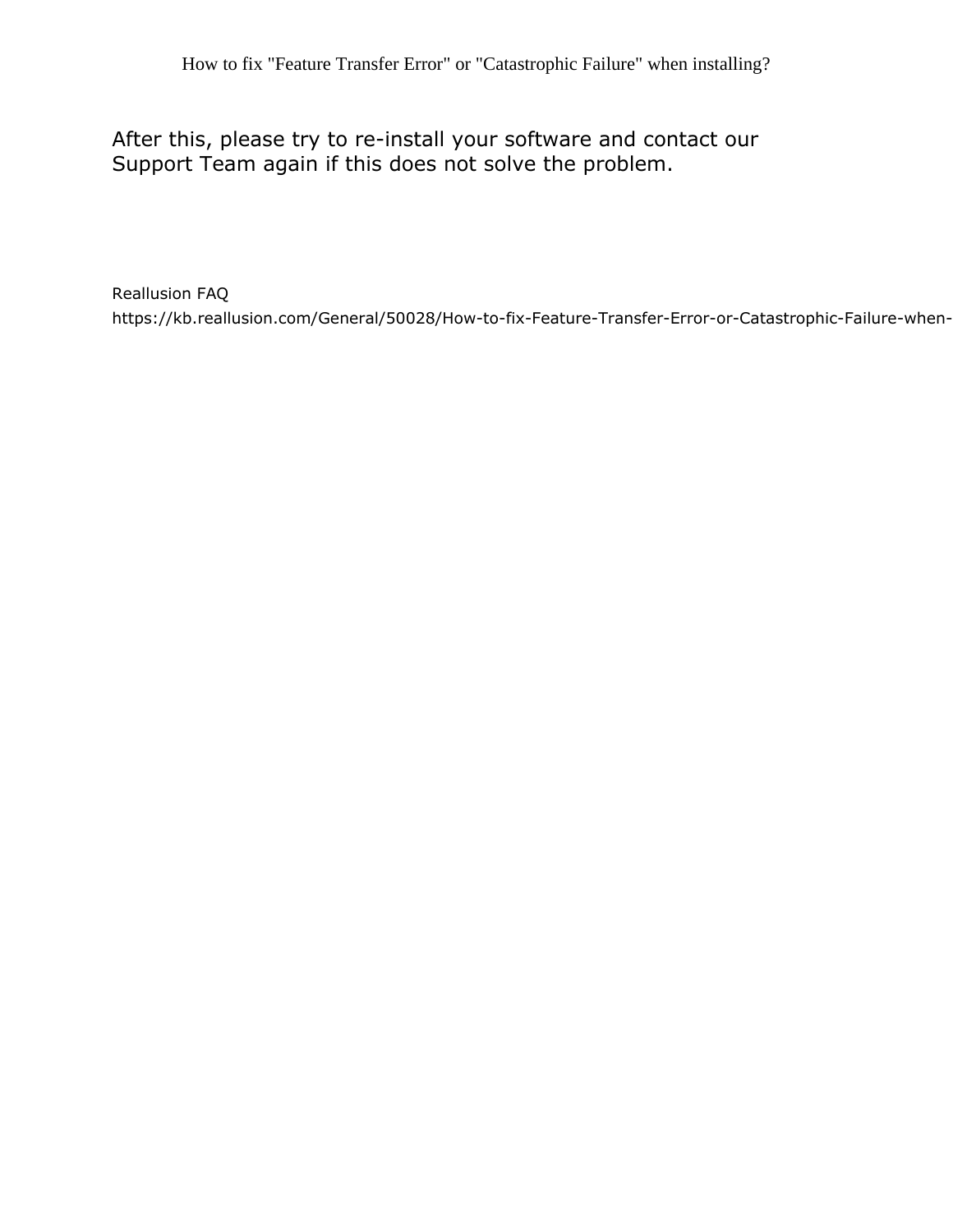After this, please try to re-install your software and contact our Support Team again if this does not solve the problem.

Reallusion FAQ
https://kb.reallusion.com/General/50028/How-to-fix-Feature-Transfer-Error-or-Catastrophic-Failure-when-